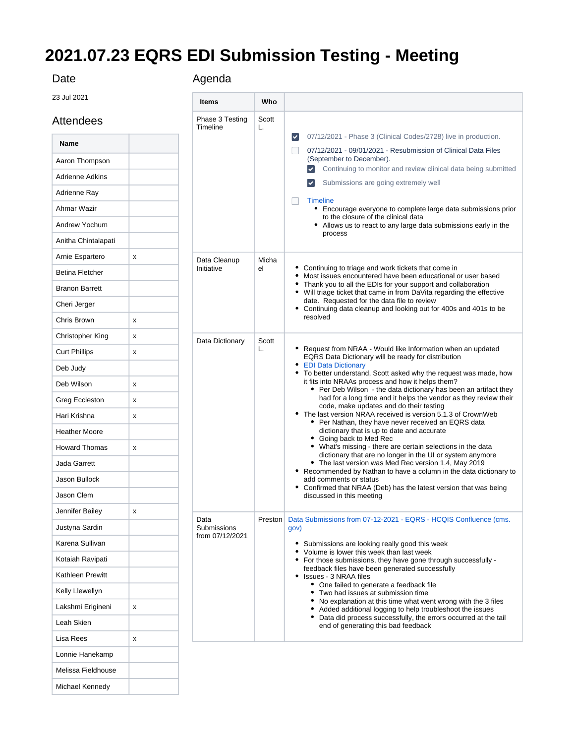# 2021.07.23 EQRS EDI Submission Testing - Meeting

## Date

23 Jul 2021

## Attendees

| Name | |
|---|---|
| Aaron Thompson | |
| Adrienne Adkins | |
| Adrienne Ray | |
| Ahmar Wazir | |
| Andrew Yochum | |
| Anitha Chintalapati | |
| Arnie Espartero | x |
| Betina Fletcher | |
| Branon Barrett | |
| Cheri Jerger | |
| Chris Brown | x |
| Christopher King | x |
| Curt Phillips | x |
| Deb Judy | |
| Deb Wilson | x |
| Greg Eccleston | x |
| Hari Krishna | x |
| Heather Moore | |
| Howard Thomas | x |
| Jada Garrett | |
| Jason Bullock | |
| Jason Clem | |
| Jennifer Bailey | x |
| Justyna Sardin | |
| Karena Sullivan | |
| Kotaiah Ravipati | |
| Kathleen Prewitt | |
| Kelly Llewellyn | |
| Lakshmi Erigineni | x |
| Leah Skien | |
| Lisa Rees | x |
| Lonnie Hanekamp | |
| Melissa Fieldhouse | |
| Michael Kennedy | |

## Agenda

| Items | Who | |
|---|---|---|
| Phase 3 Testing Timeline | Scott L. | [x] 07/12/2021 - Phase 3 (Clinical Codes/2728) live in production.<br>[ ] 07/12/2021 - 09/01/2021 - Resubmission of Clinical Data Files (September to December).<br>&nbsp;&nbsp;[x] Continuing to monitor and review clinical data being submitted<br>&nbsp;&nbsp;[x] Submissions are going extremely well<br>[ ] Timeline<br>&nbsp;&nbsp;• Encourage everyone to complete large data submissions prior to the closure of the clinical data<br>&nbsp;&nbsp;• Allows us to react to any large data submissions early in the process |
| Data Cleanup Initiative | Michael | • Continuing to triage and work tickets that come in<br>• Most issues encountered have been educational or user based<br>• Thank you to all the EDIs for your support and collaboration<br>• Will triage ticket that came in from DaVita regarding the effective date. Requested for the data file to review<br>• Continuing data cleanup and looking out for 400s and 401s to be resolved |
| Data Dictionary | Scott L. | • Request from NRAA - Would like Information when an updated EQRS Data Dictionary will be ready for distribution<br>• EDI Data Dictionary<br>• To better understand, Scott asked why the request was made, how it fits into NRAAs process and how it helps them?<br>&nbsp;&nbsp;• Per Deb Wilson - the data dictionary has been an artifact they had for a long time and it helps the vendor as they review their code, make updates and do their testing<br>• The last version NRAA received is version 5.1.3 of CrownWeb<br>&nbsp;&nbsp;• Per Nathan, they have never received an EQRS data dictionary that is up to date and accurate<br>&nbsp;&nbsp;• Going back to Med Rec<br>&nbsp;&nbsp;• What's missing - there are certain selections in the data dictionary that are no longer in the UI or system anymore<br>&nbsp;&nbsp;• The last version was Med Rec version 1.4, May 2019<br>• Recommended by Nathan to have a column in the data dictionary to add comments or status<br>• Confirmed that NRAA (Deb) has the latest version that was being discussed in this meeting |
| Data Submissions from 07/12/2021 | Preston | Data Submissions from 07-12-2021 - EQRS - HCQIS Confluence (cms.gov)<br>• Submissions are looking really good this week<br>• Volume is lower this week than last week<br>• For those submissions, they have gone through successfully - feedback files have been generated successfully<br>• Issues - 3 NRAA files<br>&nbsp;&nbsp;• One failed to generate a feedback file<br>&nbsp;&nbsp;• Two had issues at submission time<br>&nbsp;&nbsp;• No explanation at this time what went wrong with the 3 files<br>&nbsp;&nbsp;• Added additional logging to help troubleshoot the issues<br>&nbsp;&nbsp;• Data did process successfully, the errors occurred at the tail end of generating this bad feedback |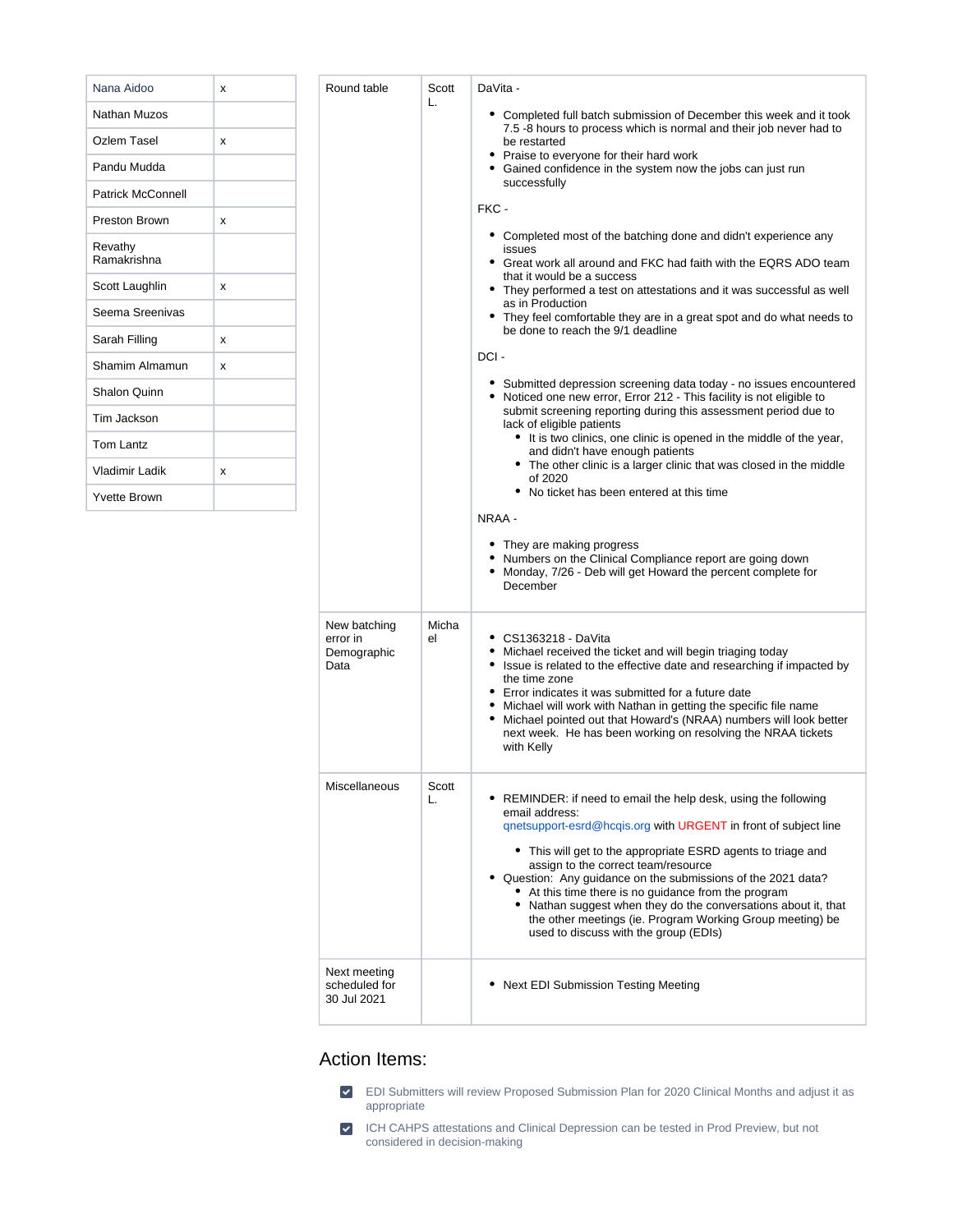| Nana Aidoo | x |
|---|---|
| Nathan Muzos | |
| Ozlem Tasel | x |
| Pandu Mudda | |
| Patrick McConnell | |
| Preston Brown | x |
| Revathy Ramakrishna | |
| Scott Laughlin | x |
| Seema Sreenivas | |
| Sarah Filling | x |
| Shamim Almamun | x |
| Shalon Quinn | |
| Tim Jackson | |
| Tom Lantz | |
| Vladimir Ladik | x |
| Yvette Brown | |

| Round table | Scott L. | DaVita -<br><br>• Completed full batch submission of December this week and it took 7.5 -8 hours to process which is normal and their job never had to be restarted<br>• Praise to everyone for their hard work<br>• Gained confidence in the system now the jobs can just run successfully<br><br>FKC -<br><br>• Completed most of the batching done and didn't experience any issues<br>• Great work all around and FKC had faith with the EQRS ADO team that it would be a success<br>• They performed a test on attestations and it was successful as well as in Production<br>• They feel comfortable they are in a great spot and do what needs to be done to reach the 9/1 deadline<br><br>DCI -<br><br>• Submitted depression screening data today - no issues encountered<br>• Noticed one new error, Error 212 - This facility is not eligible to submit screening reporting during this assessment period due to lack of eligible patients<br>&nbsp;&nbsp;&nbsp;&nbsp;◦ It is two clinics, one clinic is opened in the middle of the year, and didn't have enough patients<br>&nbsp;&nbsp;&nbsp;&nbsp;◦ The other clinic is a larger clinic that was closed in the middle of 2020<br>&nbsp;&nbsp;&nbsp;&nbsp;◦ No ticket has been entered at this time<br><br>NRAA -<br><br>• They are making progress<br>• Numbers on the Clinical Compliance report are going down<br>• Monday, 7/26 - Deb will get Howard the percent complete for December |
|---|---|---|
| New batching error in Demographic Data | Michael | • CS1363218 - DaVita<br>• Michael received the ticket and will begin triaging today<br>• Issue is related to the effective date and researching if impacted by the time zone<br>• Error indicates it was submitted for a future date<br>• Michael will work with Nathan in getting the specific file name<br>• Michael pointed out that Howard's (NRAA) numbers will look better next week. He has been working on resolving the NRAA tickets with Kelly |
| Miscellaneous | Scott L. | • REMINDER: if need to email the help desk, using the following email address: qnetsupport-esrd@hcqis.org with URGENT in front of subject line<br>&nbsp;&nbsp;&nbsp;&nbsp;◦ This will get to the appropriate ESRD agents to triage and assign to the correct team/resource<br>• Question: Any guidance on the submissions of the 2021 data?<br>&nbsp;&nbsp;&nbsp;&nbsp;◦ At this time there is no guidance from the program<br>&nbsp;&nbsp;&nbsp;&nbsp;◦ Nathan suggest when they do the conversations about it, that the other meetings (ie. Program Working Group meeting) be used to discuss with the group (EDIs) |
| Next meeting scheduled for 30 Jul 2021 | | • Next EDI Submission Testing Meeting |

## Action Items:

- [x] EDI Submitters will review Proposed Submission Plan for 2020 Clinical Months and adjust it as appropriate
- [x] ICH CAHPS attestations and Clinical Depression can be tested in Prod Preview, but not considered in decision-making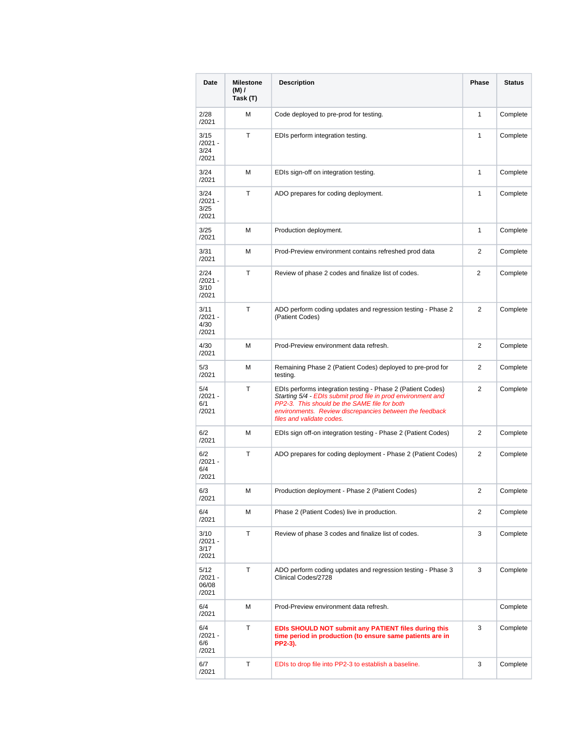| Date | Milestone (M) / Task (T) | Description | Phase | Status |
|---|---|---|---|---|
| 2/28 /2021 | M | Code deployed to pre-prod for testing. | 1 | Complete |
| 3/15 /2021 - 3/24 /2021 | T | EDIs perform integration testing. | 1 | Complete |
| 3/24 /2021 | M | EDIs sign-off on integration testing. | 1 | Complete |
| 3/24 /2021 - 3/25 /2021 | T | ADO prepares for coding deployment. | 1 | Complete |
| 3/25 /2021 | M | Production deployment. | 1 | Complete |
| 3/31 /2021 | M | Prod-Preview environment contains refreshed prod data | 2 | Complete |
| 2/24 /2021 - 3/10 /2021 | T | Review of phase 2 codes and finalize list of codes. | 2 | Complete |
| 3/11 /2021 - 4/30 /2021 | T | ADO perform coding updates and regression testing - Phase 2 (Patient Codes) | 2 | Complete |
| 4/30 /2021 | M | Prod-Preview environment data refresh. | 2 | Complete |
| 5/3 /2021 | M | Remaining Phase 2 (Patient Codes) deployed to pre-prod for testing. | 2 | Complete |
| 5/4 /2021 - 6/1 /2021 | T | EDIs performs integration testing - Phase 2 (Patient Codes) *Starting 5/4 - EDIs submit prod file in prod environment and PP2-3. This should be the SAME file for both environments. Review discrepancies between the feedback files and validate codes.* | 2 | Complete |
| 6/2 /2021 | M | EDIs sign off-on integration testing - Phase 2 (Patient Codes) | 2 | Complete |
| 6/2 /2021 - 6/4 /2021 | T | ADO prepares for coding deployment - Phase 2 (Patient Codes) | 2 | Complete |
| 6/3 /2021 | M | Production deployment - Phase 2 (Patient Codes) | 2 | Complete |
| 6/4 /2021 | M | Phase 2 (Patient Codes) live in production. | 2 | Complete |
| 3/10 /2021 - 3/17 /2021 | T | Review of phase 3 codes and finalize list of codes. | 3 | Complete |
| 5/12 /2021 - 06/08 /2021 | T | ADO perform coding updates and regression testing - Phase 3 Clinical Codes/2728 | 3 | Complete |
| 6/4 /2021 | M | Prod-Preview environment data refresh. | | Complete |
| 6/4 /2021 - 6/6 /2021 | T | **EDIs SHOULD NOT submit any PATIENT files during this time period in production (to ensure same patients are in PP2-3).** | 3 | Complete |
| 6/7 /2021 | T | EDIs to drop file into PP2-3 to establish a baseline. | 3 | Complete |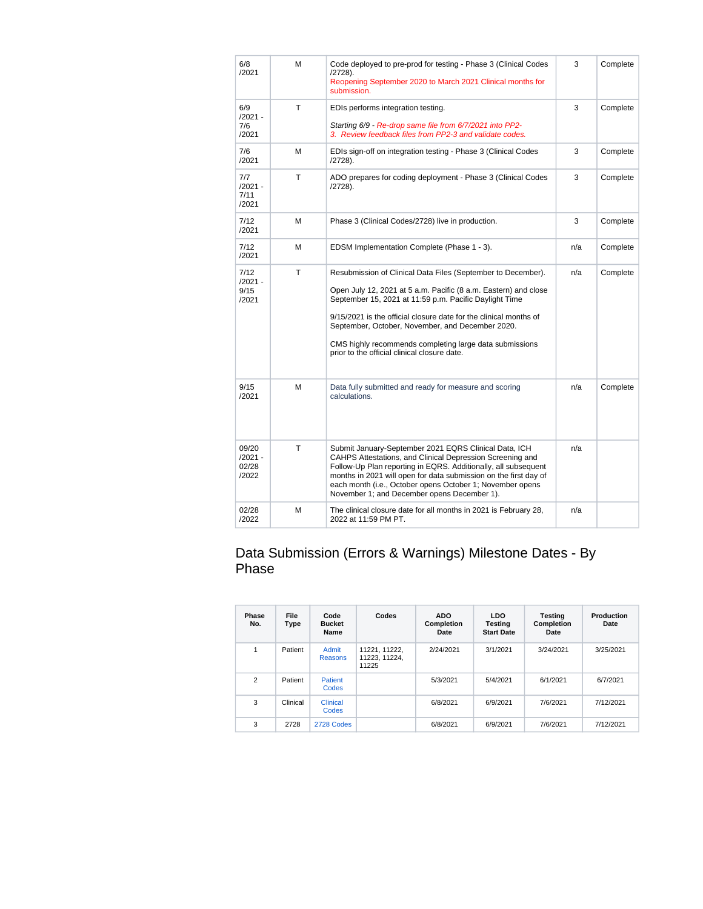| | | | | |
|---|---|---|---|---|
| 6/8/2021 | M | Code deployed to pre-prod for testing - Phase 3 (Clinical Codes /2728).<br>Reopening September 2020 to March 2021 Clinical months for submission. | 3 | Complete |
| 6/9/2021 - 7/6/2021 | T | EDIs performs integration testing.<br><br>*Starting 6/9 - Re-drop same file from 6/7/2021 into PP2-3. Review feedback files from PP2-3 and validate codes.* | 3 | Complete |
| 7/6/2021 | M | EDIs sign-off on integration testing - Phase 3 (Clinical Codes /2728). | 3 | Complete |
| 7/7/2021 - 7/11/2021 | T | ADO prepares for coding deployment - Phase 3 (Clinical Codes /2728). | 3 | Complete |
| 7/12/2021 | M | Phase 3 (Clinical Codes/2728) live in production. | 3 | Complete |
| 7/12/2021 | M | EDSM Implementation Complete (Phase 1 - 3). | n/a | Complete |
| 7/12/2021 - 9/15/2021 | T | Resubmission of Clinical Data Files (September to December).<br><br>Open July 12, 2021 at 5 a.m. Pacific (8 a.m. Eastern) and close September 15, 2021 at 11:59 p.m. Pacific Daylight Time<br><br>9/15/2021 is the official closure date for the clinical months of September, October, November, and December 2020.<br><br>CMS highly recommends completing large data submissions prior to the official clinical closure date. | n/a | Complete |
| 9/15/2021 | M | Data fully submitted and ready for measure and scoring calculations. | n/a | Complete |
| 09/20/2021 - 02/28/2022 | T | Submit January-September 2021 EQRS Clinical Data, ICH CAHPS Attestations, and Clinical Depression Screening and Follow-Up Plan reporting in EQRS. Additionally, all subsequent months in 2021 will open for data submission on the first day of each month (i.e., October opens October 1; November opens November 1; and December opens December 1). | n/a | |
| 02/28/2022 | M | The clinical closure date for all months in 2021 is February 28, 2022 at 11:59 PM PT. | n/a | |

## Data Submission (Errors & Warnings) Milestone Dates - By Phase

| Phase No. | File Type | Code Bucket Name | Codes | ADO Completion Date | LDO Testing Start Date | Testing Completion Date | Production Date |
|---|---|---|---|---|---|---|---|
| 1 | Patient | Admit Reasons | 11221, 11222, 11223, 11224, 11225 | 2/24/2021 | 3/1/2021 | 3/24/2021 | 3/25/2021 |
| 2 | Patient | Patient Codes | | 5/3/2021 | 5/4/2021 | 6/1/2021 | 6/7/2021 |
| 3 | Clinical | Clinical Codes | | 6/8/2021 | 6/9/2021 | 7/6/2021 | 7/12/2021 |
| 3 | 2728 | 2728 Codes | | 6/8/2021 | 6/9/2021 | 7/6/2021 | 7/12/2021 |